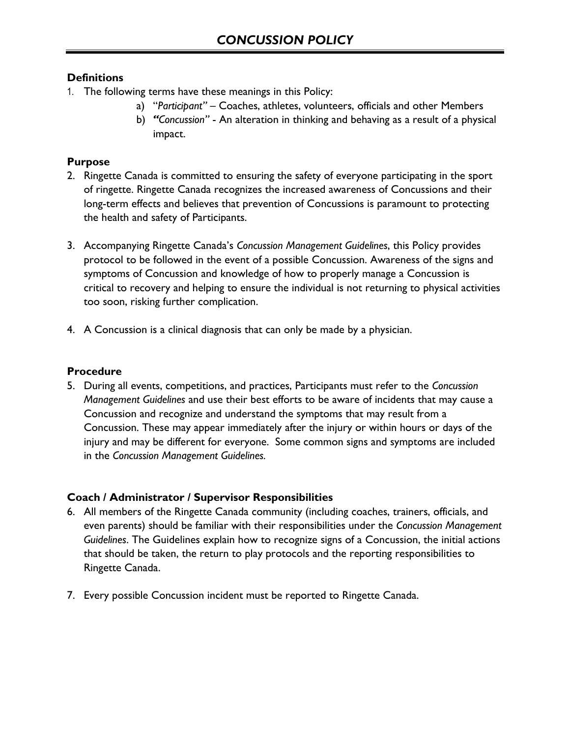# *CONCUSSION POLICY*

### Definitions

1. The following terms have these meanings in this Policy:
   a) "*Participant*" – Coaches, athletes, volunteers, officials and other Members
   b) ***"****Concussion"* - An alteration in thinking and behaving as a result of a physical impact.

### Purpose

2. Ringette Canada is committed to ensuring the safety of everyone participating in the sport of ringette. Ringette Canada recognizes the increased awareness of Concussions and their long-term effects and believes that prevention of Concussions is paramount to protecting the health and safety of Participants.

3. Accompanying Ringette Canada's *Concussion Management Guidelines*, this Policy provides protocol to be followed in the event of a possible Concussion. Awareness of the signs and symptoms of Concussion and knowledge of how to properly manage a Concussion is critical to recovery and helping to ensure the individual is not returning to physical activities too soon, risking further complication.

4. A Concussion is a clinical diagnosis that can only be made by a physician.

### Procedure

5. During all events, competitions, and practices, Participants must refer to the *Concussion Management Guidelines* and use their best efforts to be aware of incidents that may cause a Concussion and recognize and understand the symptoms that may result from a Concussion. These may appear immediately after the injury or within hours or days of the injury and may be different for everyone. Some common signs and symptoms are included in the *Concussion Management Guidelines.*

### Coach / Administrator / Supervisor Responsibilities

6. All members of the Ringette Canada community (including coaches, trainers, officials, and even parents) should be familiar with their responsibilities under the *Concussion Management Guidelines*. The Guidelines explain how to recognize signs of a Concussion, the initial actions that should be taken, the return to play protocols and the reporting responsibilities to Ringette Canada.

7. Every possible Concussion incident must be reported to Ringette Canada.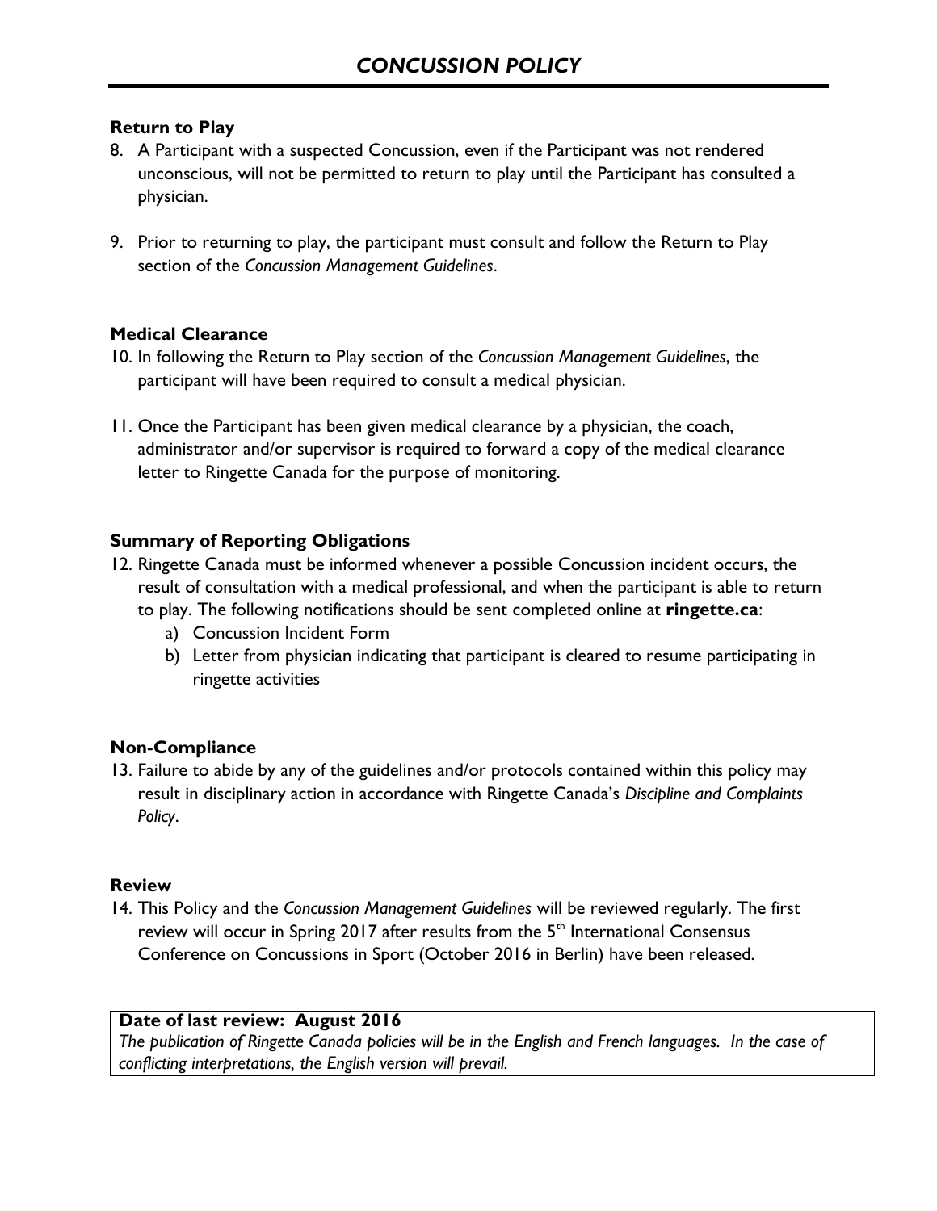# *CONCUSSION POLICY*

**Return to Play**

8. A Participant with a suspected Concussion, even if the Participant was not rendered unconscious, will not be permitted to return to play until the Participant has consulted a physician.

9. Prior to returning to play, the participant must consult and follow the Return to Play section of the *Concussion Management Guidelines*.

**Medical Clearance**

10. In following the Return to Play section of the *Concussion Management Guidelines*, the participant will have been required to consult a medical physician.

11. Once the Participant has been given medical clearance by a physician, the coach, administrator and/or supervisor is required to forward a copy of the medical clearance letter to Ringette Canada for the purpose of monitoring.

**Summary of Reporting Obligations**

12. Ringette Canada must be informed whenever a possible Concussion incident occurs, the result of consultation with a medical professional, and when the participant is able to return to play. The following notifications should be sent completed online at **ringette.ca**:
    a) Concussion Incident Form
    b) Letter from physician indicating that participant is cleared to resume participating in ringette activities

**Non-Compliance**

13. Failure to abide by any of the guidelines and/or protocols contained within this policy may result in disciplinary action in accordance with Ringette Canada's *Discipline and Complaints Policy*.

**Review**

14. This Policy and the *Concussion Management Guidelines* will be reviewed regularly. The first review will occur in Spring 2017 after results from the 5th International Consensus Conference on Concussions in Sport (October 2016 in Berlin) have been released.

**Date of last review: August 2016**
*The publication of Ringette Canada policies will be in the English and French languages. In the case of conflicting interpretations, the English version will prevail.*